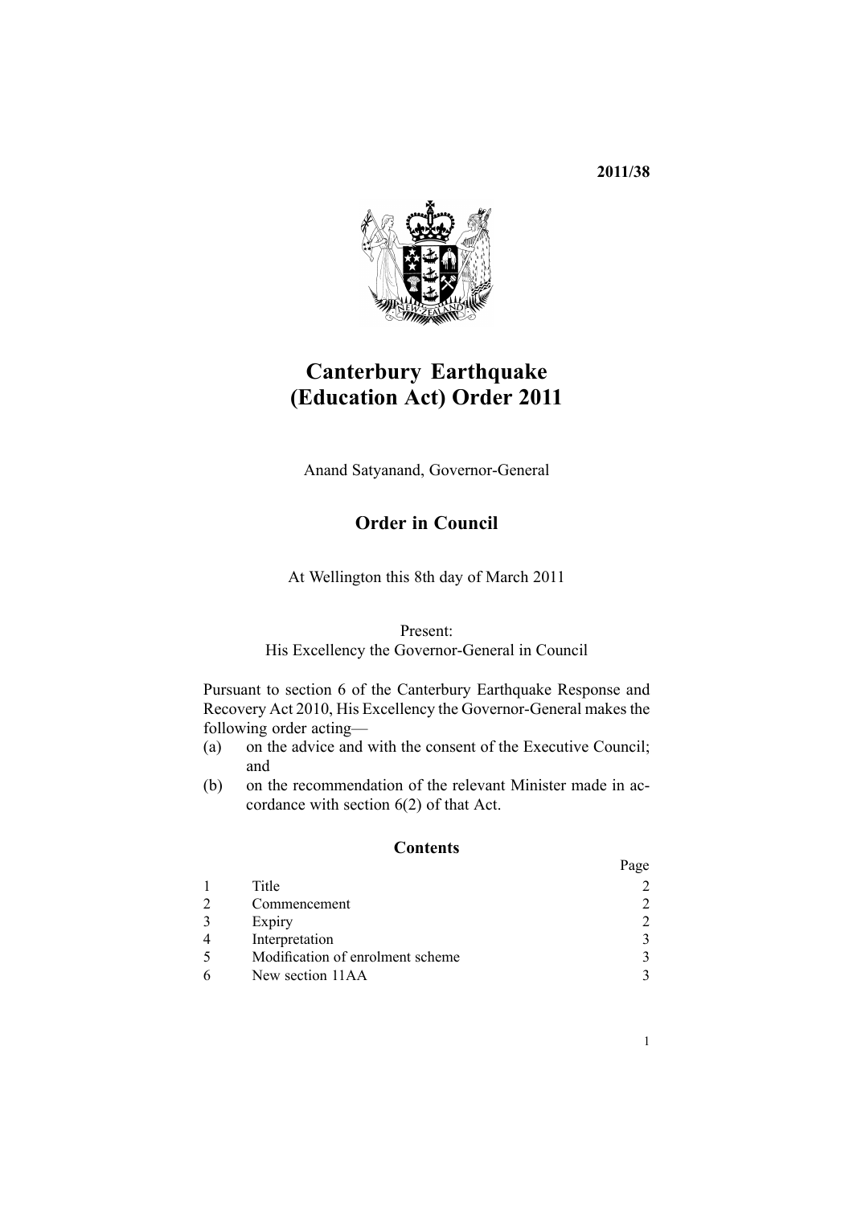**2011/38**

# Canterbury Earthquake (Education Act) Order 2011

Anand Satyanand, Governor-General

## Order in Council

At Wellington this 8th day of March 2011

Present:
His Excellency the Governor-General in Council

Pursuant to section 6 of the Canterbury Earthquake Response and Recovery Act 2010, His Excellency the Governor-General makes the following order acting—

(a) on the advice and with the consent of the Executive Council; and
(b) on the recommendation of the relevant Minister made in accordance with section 6(2) of that Act.

### Contents

| | | Page |
|---|---|---|
| 1 | Title | 2 |
| 2 | Commencement | 2 |
| 3 | Expiry | 2 |
| 4 | Interpretation | 3 |
| 5 | Modification of enrolment scheme | 3 |
| 6 | New section 11AA | 3 |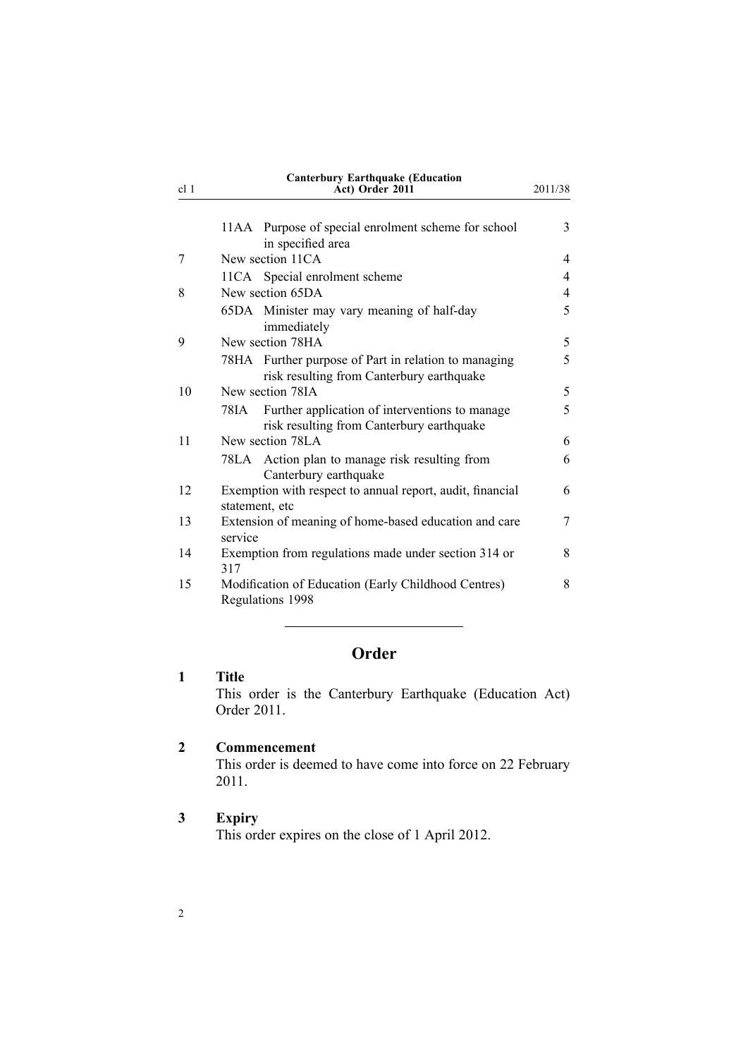| | | |
|---|---|---|
| | 11AA Purpose of special enrolment scheme for school in specified area | 3 |
| 7 | New section 11CA | 4 |
| | 11CA Special enrolment scheme | 4 |
| 8 | New section 65DA | 4 |
| | 65DA Minister may vary meaning of half-day immediately | 5 |
| 9 | New section 78HA | 5 |
| | 78HA Further purpose of Part in relation to managing risk resulting from Canterbury earthquake | 5 |
| 10 | New section 78IA | 5 |
| | 78IA Further application of interventions to manage risk resulting from Canterbury earthquake | 5 |
| 11 | New section 78LA | 6 |
| | 78LA Action plan to manage risk resulting from Canterbury earthquake | 6 |
| 12 | Exemption with respect to annual report, audit, financial statement, etc | 6 |
| 13 | Extension of meaning of home-based education and care service | 7 |
| 14 | Exemption from regulations made under section 314 or 317 | 8 |
| 15 | Modification of Education (Early Childhood Centres) Regulations 1998 | 8 |

---

# Order

## 1 Title

This order is the Canterbury Earthquake (Education Act) Order 2011.

## 2 Commencement

This order is deemed to have come into force on 22 February 2011.

## 3 Expiry

This order expires on the close of 1 April 2012.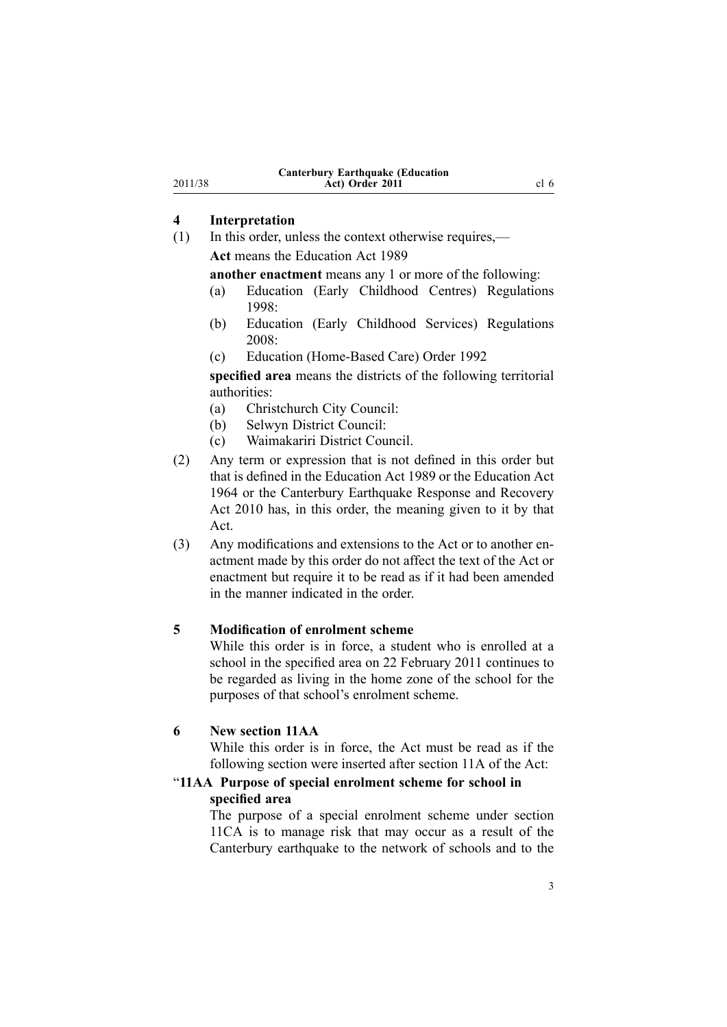## 4 Interpretation

(1) In this order, unless the context otherwise requires,—

**Act** means the Education Act 1989

**another enactment** means any 1 or more of the following:

- (a) Education (Early Childhood Centres) Regulations 1998:
- (b) Education (Early Childhood Services) Regulations 2008:
- (c) Education (Home-Based Care) Order 1992

**specified area** means the districts of the following territorial authorities:

- (a) Christchurch City Council:
- (b) Selwyn District Council:
- (c) Waimakariri District Council.

(2) Any term or expression that is not defined in this order but that is defined in the Education Act 1989 or the Education Act 1964 or the Canterbury Earthquake Response and Recovery Act 2010 has, in this order, the meaning given to it by that Act.

(3) Any modifications and extensions to the Act or to another enactment made by this order do not affect the text of the Act or enactment but require it to be read as if it had been amended in the manner indicated in the order.

## 5 Modification of enrolment scheme

While this order is in force, a student who is enrolled at a school in the specified area on 22 February 2011 continues to be regarded as living in the home zone of the school for the purposes of that school's enrolment scheme.

## 6 New section 11AA

While this order is in force, the Act must be read as if the following section were inserted after section 11A of the Act:

### "11AA Purpose of special enrolment scheme for school in specified area

The purpose of a special enrolment scheme under section 11CA is to manage risk that may occur as a result of the Canterbury earthquake to the network of schools and to the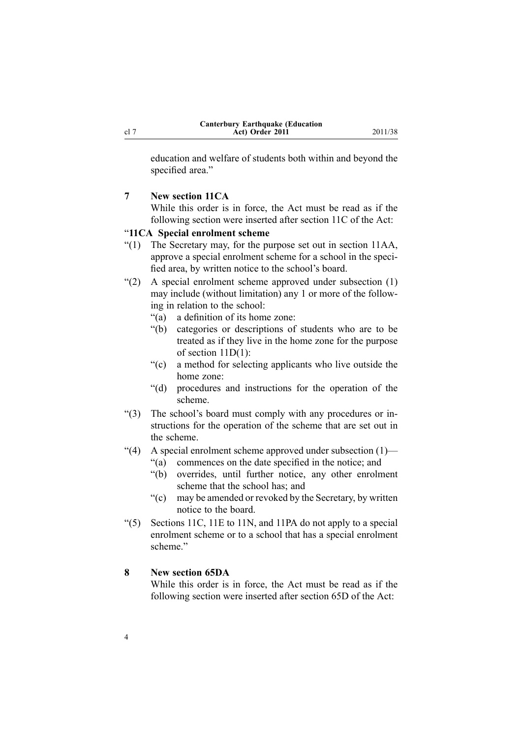education and welfare of students both within and beyond the specified area."

**7 New section 11CA**

While this order is in force, the Act must be read as if the following section were inserted after section 11C of the Act:

"**11CA Special enrolment scheme**

"(1) The Secretary may, for the purpose set out in section 11AA, approve a special enrolment scheme for a school in the specified area, by written notice to the school's board.

"(2) A special enrolment scheme approved under subsection (1) may include (without limitation) any 1 or more of the following in relation to the school:

- "(a) a definition of its home zone:
- "(b) categories or descriptions of students who are to be treated as if they live in the home zone for the purpose of section 11D(1):
- "(c) a method for selecting applicants who live outside the home zone:
- "(d) procedures and instructions for the operation of the scheme.

"(3) The school's board must comply with any procedures or instructions for the operation of the scheme that are set out in the scheme.

"(4) A special enrolment scheme approved under subsection (1)—

- "(a) commences on the date specified in the notice; and
- "(b) overrides, until further notice, any other enrolment scheme that the school has; and
- "(c) may be amended or revoked by the Secretary, by written notice to the board.

"(5) Sections 11C, 11E to 11N, and 11PA do not apply to a special enrolment scheme or to a school that has a special enrolment scheme."

**8 New section 65DA**

While this order is in force, the Act must be read as if the following section were inserted after section 65D of the Act: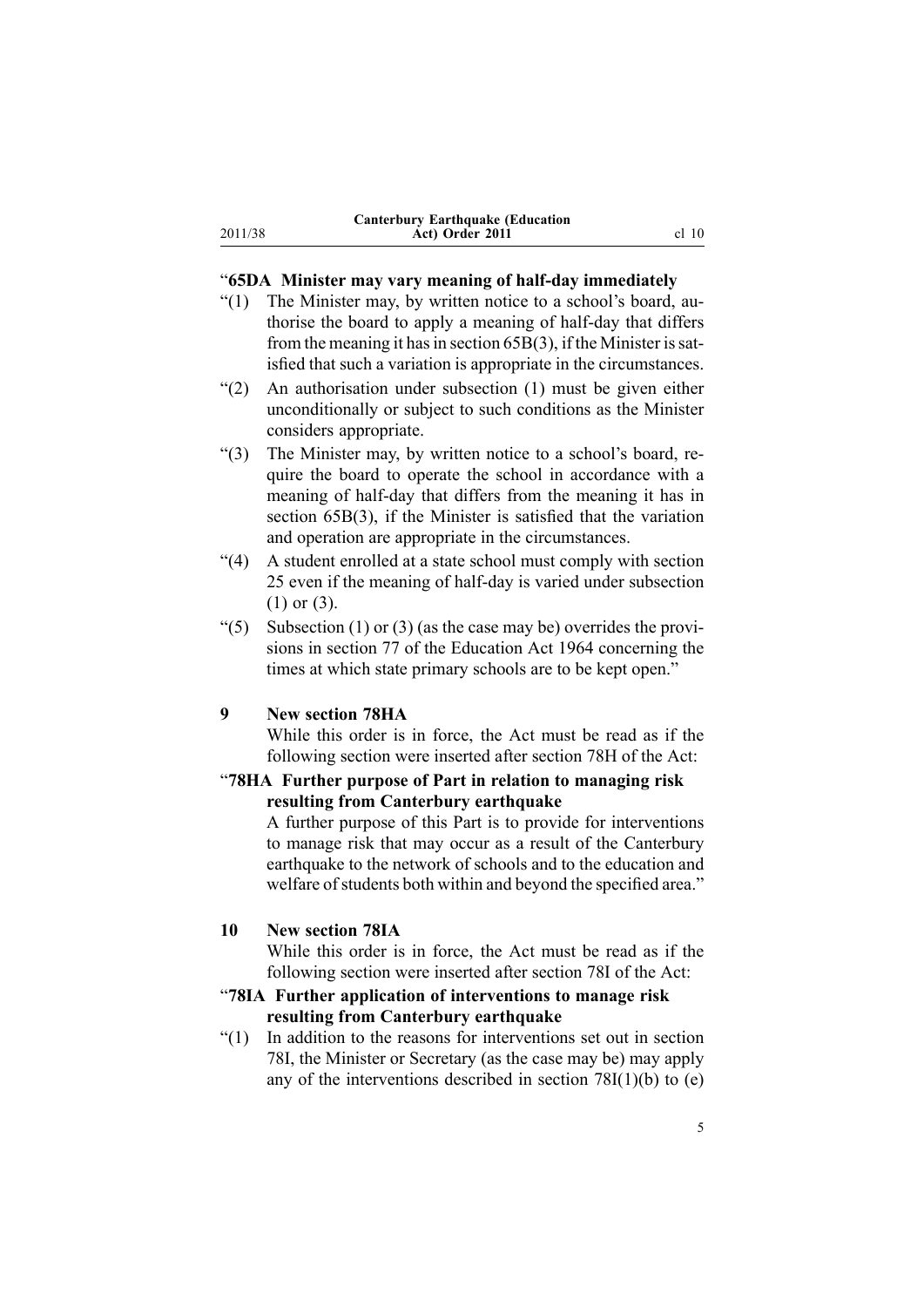### “65DA Minister may vary meaning of half-day immediately

“(1) The Minister may, by written notice to a school’s board, authorise the board to apply a meaning of half-day that differs from the meaning it has in section 65B(3), if the Minister is satisfied that such a variation is appropriate in the circumstances.

“(2) An authorisation under subsection (1) must be given either unconditionally or subject to such conditions as the Minister considers appropriate.

“(3) The Minister may, by written notice to a school’s board, require the board to operate the school in accordance with a meaning of half-day that differs from the meaning it has in section 65B(3), if the Minister is satisfied that the variation and operation are appropriate in the circumstances.

“(4) A student enrolled at a state school must comply with section 25 even if the meaning of half-day is varied under subsection (1) or (3).

“(5) Subsection (1) or (3) (as the case may be) overrides the provisions in section 77 of the Education Act 1964 concerning the times at which state primary schools are to be kept open.”

### 9 New section 78HA

While this order is in force, the Act must be read as if the following section were inserted after section 78H of the Act:

### “78HA Further purpose of Part in relation to managing risk resulting from Canterbury earthquake

A further purpose of this Part is to provide for interventions to manage risk that may occur as a result of the Canterbury earthquake to the network of schools and to the education and welfare of students both within and beyond the specified area.”

### 10 New section 78IA

While this order is in force, the Act must be read as if the following section were inserted after section 78I of the Act:

### “78IA Further application of interventions to manage risk resulting from Canterbury earthquake

“(1) In addition to the reasons for interventions set out in section 78I, the Minister or Secretary (as the case may be) may apply any of the interventions described in section 78I(1)(b) to (e)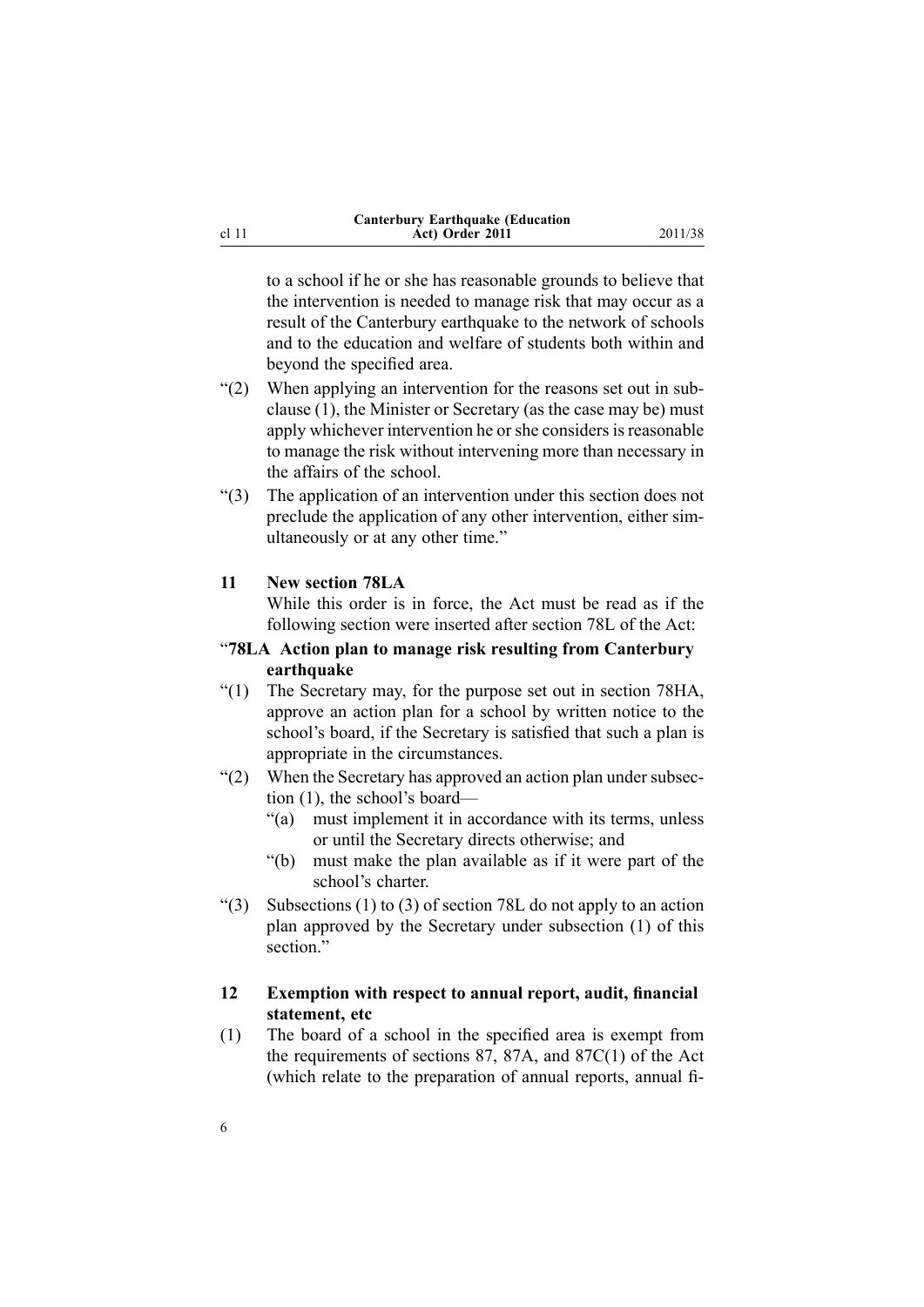to a school if he or she has reasonable grounds to believe that the intervention is needed to manage risk that may occur as a result of the Canterbury earthquake to the network of schools and to the education and welfare of students both within and beyond the specified area.

"(2) When applying an intervention for the reasons set out in subclause (1), the Minister or Secretary (as the case may be) must apply whichever intervention he or she considers is reasonable to manage the risk without intervening more than necessary in the affairs of the school.

"(3) The application of an intervention under this section does not preclude the application of any other intervention, either simultaneously or at any other time."

### 11 New section 78LA

While this order is in force, the Act must be read as if the following section were inserted after section 78L of the Act:

**"78LA Action plan to manage risk resulting from Canterbury earthquake**

"(1) The Secretary may, for the purpose set out in section 78HA, approve an action plan for a school by written notice to the school's board, if the Secretary is satisfied that such a plan is appropriate in the circumstances.

"(2) When the Secretary has approved an action plan under subsection (1), the school's board—

"(a) must implement it in accordance with its terms, unless or until the Secretary directs otherwise; and

"(b) must make the plan available as if it were part of the school's charter.

"(3) Subsections (1) to (3) of section 78L do not apply to an action plan approved by the Secretary under subsection (1) of this section."

### 12 Exemption with respect to annual report, audit, financial statement, etc

(1) The board of a school in the specified area is exempt from the requirements of sections 87, 87A, and 87C(1) of the Act (which relate to the preparation of annual reports, annual fi-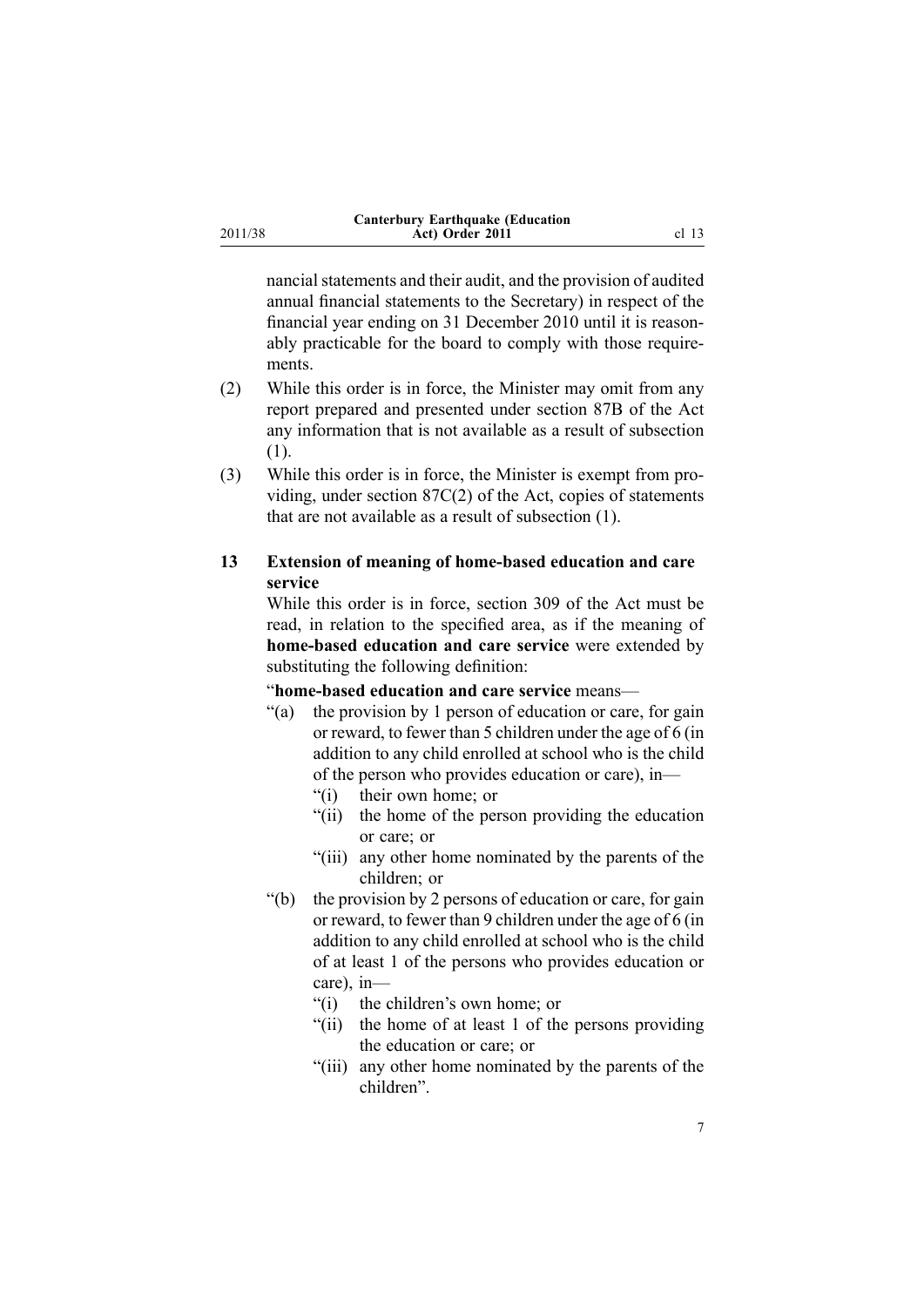nancial statements and their audit, and the provision of audited annual financial statements to the Secretary) in respect of the financial year ending on 31 December 2010 until it is reasonably practicable for the board to comply with those requirements.

(2) While this order is in force, the Minister may omit from any report prepared and presented under section 87B of the Act any information that is not available as a result of subsection (1).

(3) While this order is in force, the Minister is exempt from providing, under section 87C(2) of the Act, copies of statements that are not available as a result of subsection (1).

### 13 Extension of meaning of home-based education and care service

While this order is in force, section 309 of the Act must be read, in relation to the specified area, as if the meaning of **home-based education and care service** were extended by substituting the following definition:

"**home-based education and care service** means—

"(a) the provision by 1 person of education or care, for gain or reward, to fewer than 5 children under the age of 6 (in addition to any child enrolled at school who is the child of the person who provides education or care), in—

"(i) their own home; or

"(ii) the home of the person providing the education or care; or

"(iii) any other home nominated by the parents of the children; or

"(b) the provision by 2 persons of education or care, for gain or reward, to fewer than 9 children under the age of 6 (in addition to any child enrolled at school who is the child of at least 1 of the persons who provides education or care), in—

"(i) the children's own home; or

"(ii) the home of at least 1 of the persons providing the education or care; or

"(iii) any other home nominated by the parents of the children".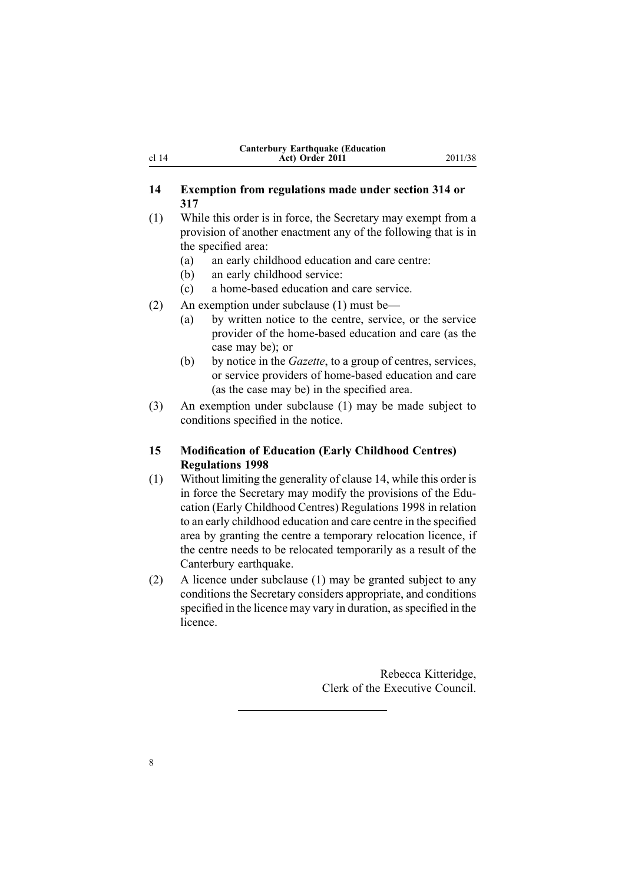## 14 Exemption from regulations made under section 314 or 317

(1) While this order is in force, the Secretary may exempt from a provision of another enactment any of the following that is in the specified area:

- (a) an early childhood education and care centre:
- (b) an early childhood service:
- (c) a home-based education and care service.

(2) An exemption under subclause (1) must be—

- (a) by written notice to the centre, service, or the service provider of the home-based education and care (as the case may be); or
- (b) by notice in the *Gazette*, to a group of centres, services, or service providers of home-based education and care (as the case may be) in the specified area.

(3) An exemption under subclause (1) may be made subject to conditions specified in the notice.

## 15 Modification of Education (Early Childhood Centres) Regulations 1998

(1) Without limiting the generality of clause 14, while this order is in force the Secretary may modify the provisions of the Education (Early Childhood Centres) Regulations 1998 in relation to an early childhood education and care centre in the specified area by granting the centre a temporary relocation licence, if the centre needs to be relocated temporarily as a result of the Canterbury earthquake.

(2) A licence under subclause (1) may be granted subject to any conditions the Secretary considers appropriate, and conditions specified in the licence may vary in duration, as specified in the licence.

Rebecca Kitteridge,
Clerk of the Executive Council.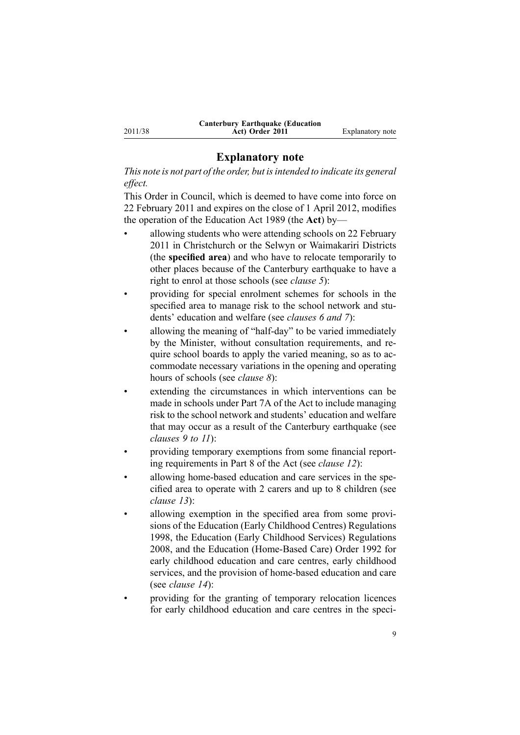## Explanatory note

*This note is not part of the order, but is intended to indicate its general effect.*

This Order in Council, which is deemed to have come into force on 22 February 2011 and expires on the close of 1 April 2012, modifies the operation of the Education Act 1989 (the **Act**) by—

- allowing students who were attending schools on 22 February 2011 in Christchurch or the Selwyn or Waimakariri Districts (the **specified area**) and who have to relocate temporarily to other places because of the Canterbury earthquake to have a right to enrol at those schools (see *clause 5*):
- providing for special enrolment schemes for schools in the specified area to manage risk to the school network and students' education and welfare (see *clauses 6 and 7*):
- allowing the meaning of "half-day" to be varied immediately by the Minister, without consultation requirements, and require school boards to apply the varied meaning, so as to accommodate necessary variations in the opening and operating hours of schools (see *clause 8*):
- extending the circumstances in which interventions can be made in schools under Part 7A of the Act to include managing risk to the school network and students' education and welfare that may occur as a result of the Canterbury earthquake (see *clauses 9 to 11*):
- providing temporary exemptions from some financial reporting requirements in Part 8 of the Act (see *clause 12*):
- allowing home-based education and care services in the specified area to operate with 2 carers and up to 8 children (see *clause 13*):
- allowing exemption in the specified area from some provisions of the Education (Early Childhood Centres) Regulations 1998, the Education (Early Childhood Services) Regulations 2008, and the Education (Home-Based Care) Order 1992 for early childhood education and care centres, early childhood services, and the provision of home-based education and care (see *clause 14*):
- providing for the granting of temporary relocation licences for early childhood education and care centres in the speci-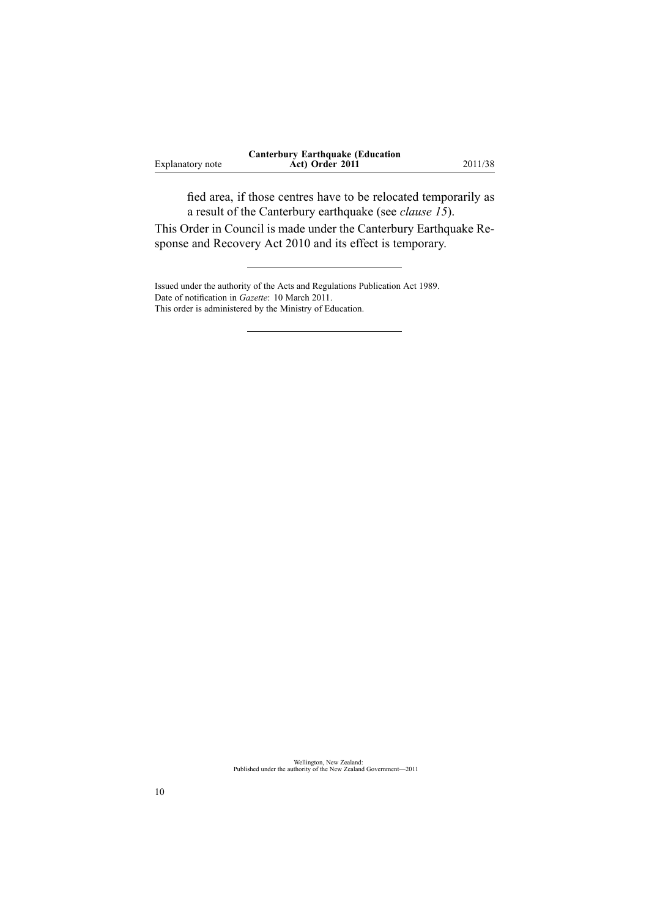fied area, if those centres have to be relocated temporarily as a result of the Canterbury earthquake (see *clause 15*).

This Order in Council is made under the Canterbury Earthquake Response and Recovery Act 2010 and its effect is temporary.

---

Issued under the authority of the Acts and Regulations Publication Act 1989.
Date of notification in *Gazette*: 10 March 2011.
This order is administered by the Ministry of Education.

---

Wellington, New Zealand:
Published under the authority of the New Zealand Government—2011